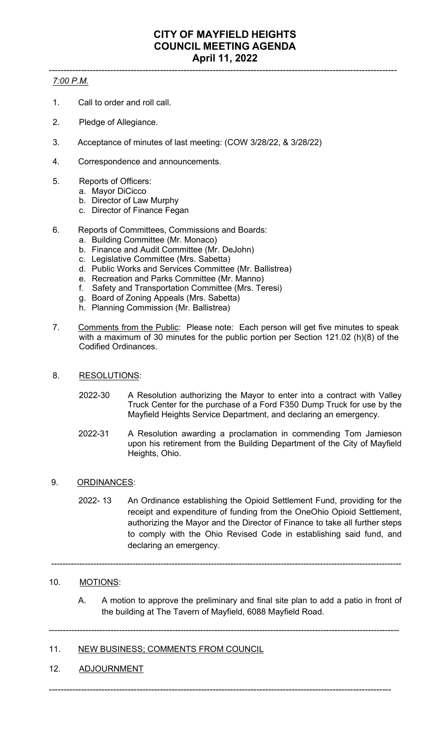# CITY OF MAYFIELD HEIGHTS
# COUNCIL MEETING AGENDA
# April 11, 2022

---

*7:00 P.M.*

1. Call to order and roll call.

2. Pledge of Allegiance.

3. Acceptance of minutes of last meeting: (COW 3/28/22, & 3/28/22)

4. Correspondence and announcements.

5. Reports of Officers:
   a. Mayor DiCicco
   b. Director of Law Murphy
   c. Director of Finance Fegan

6. Reports of Committees, Commissions and Boards:
   a. Building Committee (Mr. Monaco)
   b. Finance and Audit Committee (Mr. DeJohn)
   c. Legislative Committee (Mrs. Sabetta)
   d. Public Works and Services Committee (Mr. Ballistrea)
   e. Recreation and Parks Committee (Mr. Manno)
   f. Safety and Transportation Committee (Mrs. Teresi)
   g. Board of Zoning Appeals (Mrs. Sabetta)
   h. Planning Commission (Mr. Ballistrea)

7. Comments from the Public: Please note: Each person will get five minutes to speak with a maximum of 30 minutes for the public portion per Section 121.02 (h)(8) of the Codified Ordinances.

8. RESOLUTIONS:

   2022-30 A Resolution authorizing the Mayor to enter into a contract with Valley Truck Center for the purchase of a Ford F350 Dump Truck for use by the Mayfield Heights Service Department, and declaring an emergency.

   2022-31 A Resolution awarding a proclamation in commending Tom Jamieson upon his retirement from the Building Department of the City of Mayfield Heights, Ohio.

9. ORDINANCES:

   2022- 13 An Ordinance establishing the Opioid Settlement Fund, providing for the receipt and expenditure of funding from the OneOhio Opioid Settlement, authorizing the Mayor and the Director of Finance to take all further steps to comply with the Ohio Revised Code in establishing said fund, and declaring an emergency.

---

10. MOTIONS:

   A. A motion to approve the preliminary and final site plan to add a patio in front of the building at The Tavern of Mayfield, 6088 Mayfield Road.

---

11. NEW BUSINESS; COMMENTS FROM COUNCIL

12. ADJOURNMENT

---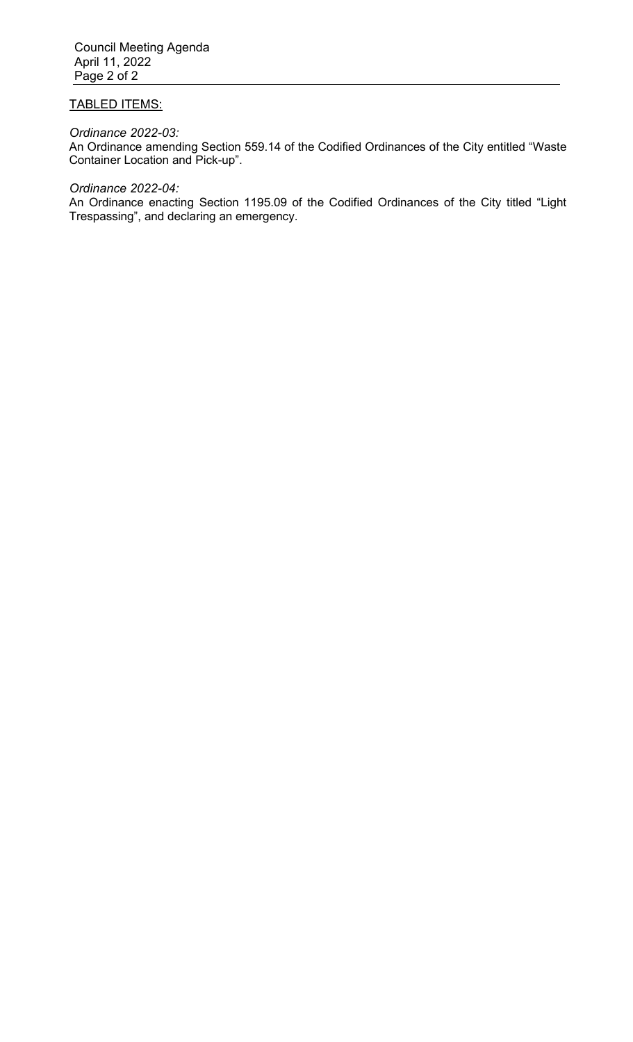TABLED ITEMS:

*Ordinance 2022-03:*
An Ordinance amending Section 559.14 of the Codified Ordinances of the City entitled "Waste Container Location and Pick-up".

*Ordinance 2022-04:*
An Ordinance enacting Section 1195.09 of the Codified Ordinances of the City titled "Light Trespassing", and declaring an emergency.